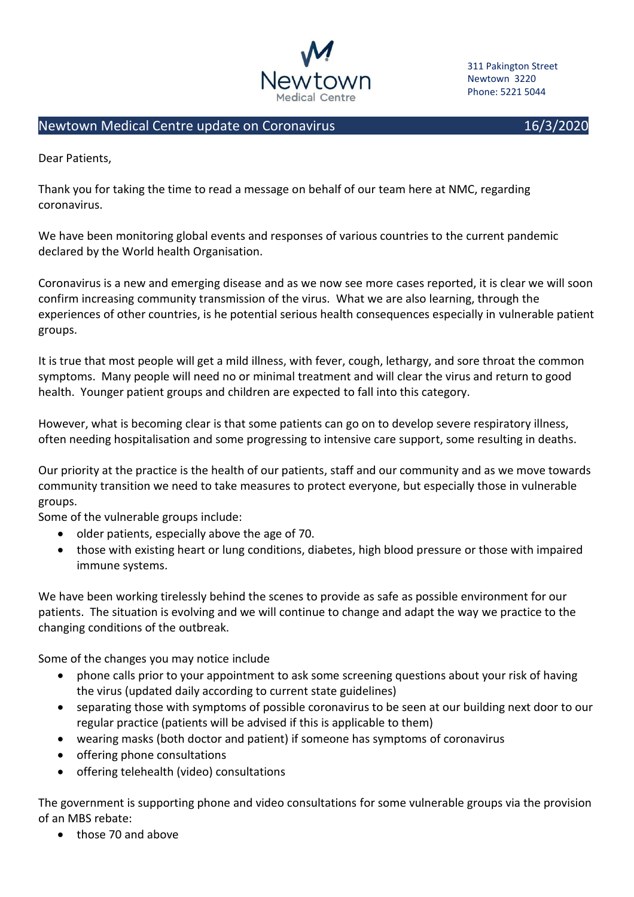Newtown Medical Centre

311 Pakington Street
Newtown 3220
Phone: 5221 5044

## Newtown Medical Centre update on Coronavirus — 16/3/2020

Dear Patients,

Thank you for taking the time to read a message on behalf of our team here at NMC, regarding coronavirus.

We have been monitoring global events and responses of various countries to the current pandemic declared by the World health Organisation.

Coronavirus is a new and emerging disease and as we now see more cases reported, it is clear we will soon confirm increasing community transmission of the virus. What we are also learning, through the experiences of other countries, is he potential serious health consequences especially in vulnerable patient groups.

It is true that most people will get a mild illness, with fever, cough, lethargy, and sore throat the common symptoms. Many people will need no or minimal treatment and will clear the virus and return to good health. Younger patient groups and children are expected to fall into this category.

However, what is becoming clear is that some patients can go on to develop severe respiratory illness, often needing hospitalisation and some progressing to intensive care support, some resulting in deaths.

Our priority at the practice is the health of our patients, staff and our community and as we move towards community transition we need to take measures to protect everyone, but especially those in vulnerable groups.
Some of the vulnerable groups include:

- older patients, especially above the age of 70.
- those with existing heart or lung conditions, diabetes, high blood pressure or those with impaired immune systems.

We have been working tirelessly behind the scenes to provide as safe as possible environment for our patients. The situation is evolving and we will continue to change and adapt the way we practice to the changing conditions of the outbreak.

Some of the changes you may notice include

- phone calls prior to your appointment to ask some screening questions about your risk of having the virus (updated daily according to current state guidelines)
- separating those with symptoms of possible coronavirus to be seen at our building next door to our regular practice (patients will be advised if this is applicable to them)
- wearing masks (both doctor and patient) if someone has symptoms of coronavirus
- offering phone consultations
- offering telehealth (video) consultations

The government is supporting phone and video consultations for some vulnerable groups via the provision of an MBS rebate:

- those 70 and above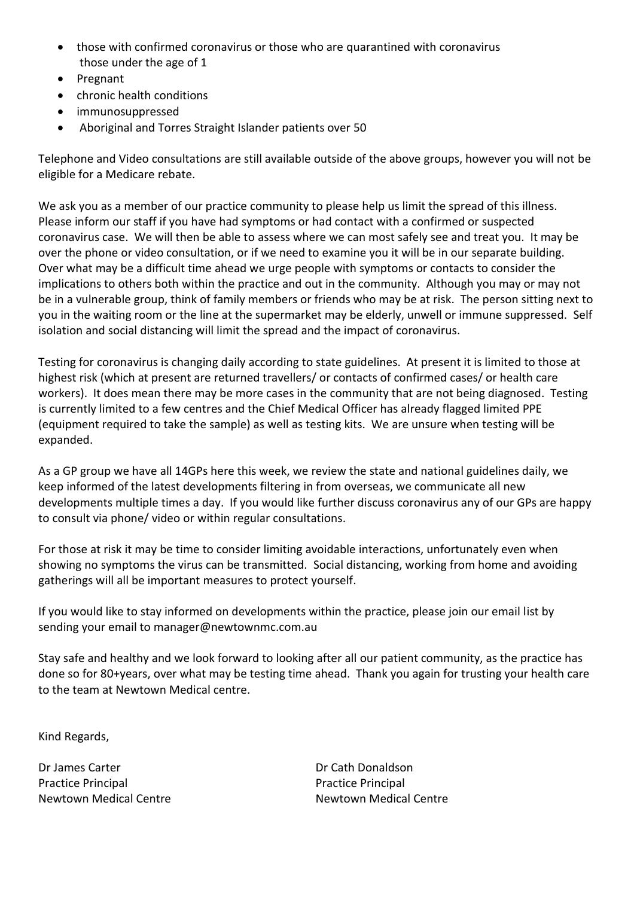- those with confirmed coronavirus or those who are quarantined with coronavirus those under the age of 1
- Pregnant
- chronic health conditions
- immunosuppressed
- Aboriginal and Torres Straight Islander patients over 50

Telephone and Video consultations are still available outside of the above groups, however you will not be eligible for a Medicare rebate.

We ask you as a member of our practice community to please help us limit the spread of this illness. Please inform our staff if you have had symptoms or had contact with a confirmed or suspected coronavirus case. We will then be able to assess where we can most safely see and treat you. It may be over the phone or video consultation, or if we need to examine you it will be in our separate building. Over what may be a difficult time ahead we urge people with symptoms or contacts to consider the implications to others both within the practice and out in the community. Although you may or may not be in a vulnerable group, think of family members or friends who may be at risk. The person sitting next to you in the waiting room or the line at the supermarket may be elderly, unwell or immune suppressed. Self isolation and social distancing will limit the spread and the impact of coronavirus.

Testing for coronavirus is changing daily according to state guidelines. At present it is limited to those at highest risk (which at present are returned travellers/ or contacts of confirmed cases/ or health care workers). It does mean there may be more cases in the community that are not being diagnosed. Testing is currently limited to a few centres and the Chief Medical Officer has already flagged limited PPE (equipment required to take the sample) as well as testing kits. We are unsure when testing will be expanded.

As a GP group we have all 14GPs here this week, we review the state and national guidelines daily, we keep informed of the latest developments filtering in from overseas, we communicate all new developments multiple times a day. If you would like further discuss coronavirus any of our GPs are happy to consult via phone/ video or within regular consultations.

For those at risk it may be time to consider limiting avoidable interactions, unfortunately even when showing no symptoms the virus can be transmitted. Social distancing, working from home and avoiding gatherings will all be important measures to protect yourself.

If you would like to stay informed on developments within the practice, please join our email list by sending your email to manager@newtownmc.com.au

Stay safe and healthy and we look forward to looking after all our patient community, as the practice has done so for 80+years, over what may be testing time ahead. Thank you again for trusting your health care to the team at Newtown Medical centre.

Kind Regards,

Dr James Carter
Practice Principal
Newtown Medical Centre

Dr Cath Donaldson
Practice Principal
Newtown Medical Centre